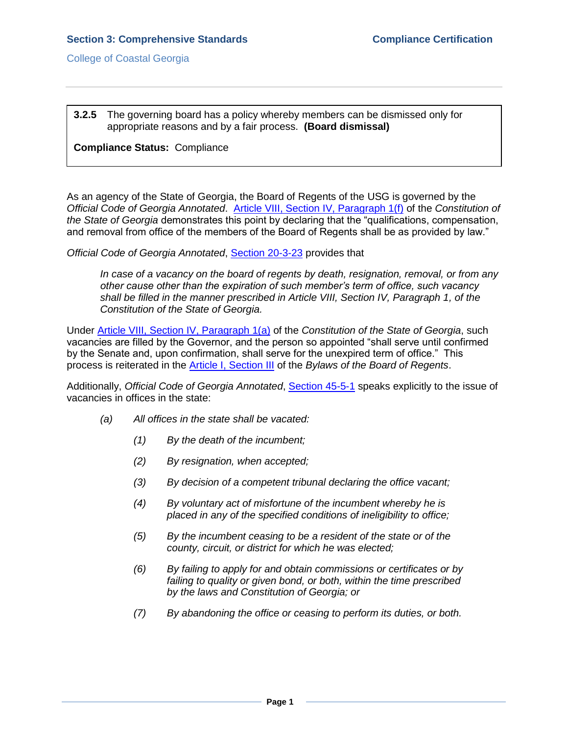**3.2.5** The governing board has a policy whereby members can be dismissed only for appropriate reasons and by a fair process. **(Board dismissal)**

**Compliance Status:** Compliance

As an agency of the State of Georgia, the Board of Regents of the USG is governed by the *Official Code of Georgia Annotated*. Article VIII, Section IV, Paragraph 1(f) of the *Constitution of the State of Georgia* demonstrates this point by declaring that the "qualifications, compensation, and removal from office of the members of the Board of Regents shall be as provided by law."

*Official Code of Georgia Annotated*, Section 20-3-23 provides that

> *In case of a vacancy on the board of regents by death, resignation, removal, or from any other cause other than the expiration of such member's term of office, such vacancy shall be filled in the manner prescribed in Article VIII, Section IV, Paragraph 1, of the Constitution of the State of Georgia.*

Under Article VIII, Section IV, Paragraph 1(a) of the *Constitution of the State of Georgia*, such vacancies are filled by the Governor, and the person so appointed "shall serve until confirmed by the Senate and, upon confirmation, shall serve for the unexpired term of office." This process is reiterated in the Article I, Section III of the *Bylaws of the Board of Regents*.

Additionally, *Official Code of Georgia Annotated*, Section 45-5-1 speaks explicitly to the issue of vacancies in offices in the state:

> *(a) All offices in the state shall be vacated:*
>
> > *(1) By the death of the incumbent;*
> >
> > *(2) By resignation, when accepted;*
> >
> > *(3) By decision of a competent tribunal declaring the office vacant;*
> >
> > *(4) By voluntary act of misfortune of the incumbent whereby he is placed in any of the specified conditions of ineligibility to office;*
> >
> > *(5) By the incumbent ceasing to be a resident of the state or of the county, circuit, or district for which he was elected;*
> >
> > *(6) By failing to apply for and obtain commissions or certificates or by failing to quality or given bond, or both, within the time prescribed by the laws and Constitution of Georgia; or*
> >
> > *(7) By abandoning the office or ceasing to perform its duties, or both.*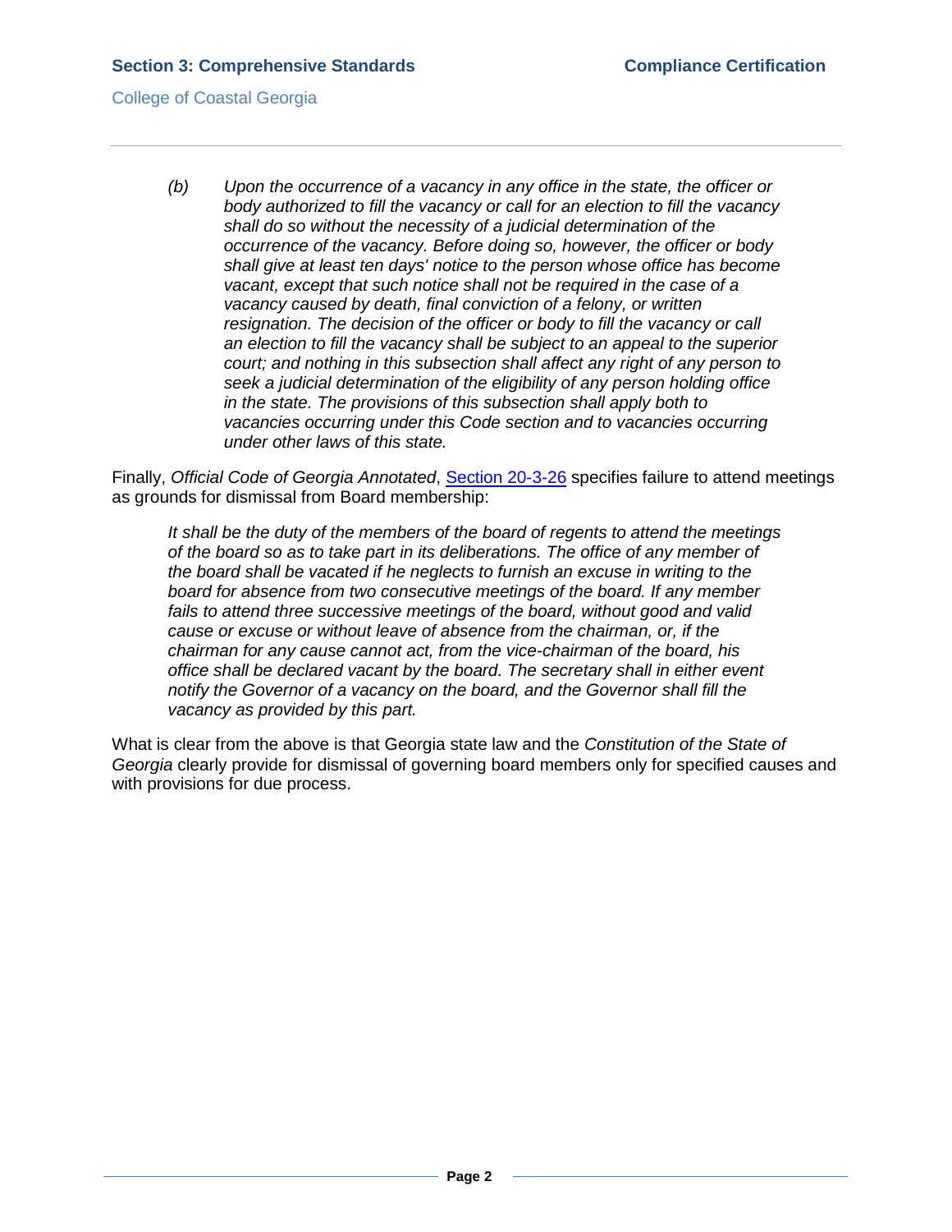> *(b)* *Upon the occurrence of a vacancy in any office in the state, the officer or body authorized to fill the vacancy or call for an election to fill the vacancy shall do so without the necessity of a judicial determination of the occurrence of the vacancy. Before doing so, however, the officer or body shall give at least ten days' notice to the person whose office has become vacant, except that such notice shall not be required in the case of a vacancy caused by death, final conviction of a felony, or written resignation. The decision of the officer or body to fill the vacancy or call an election to fill the vacancy shall be subject to an appeal to the superior court; and nothing in this subsection shall affect any right of any person to seek a judicial determination of the eligibility of any person holding office in the state. The provisions of this subsection shall apply both to vacancies occurring under this Code section and to vacancies occurring under other laws of this state.*

Finally, *Official Code of Georgia Annotated*, Section 20-3-26 specifies failure to attend meetings as grounds for dismissal from Board membership:

> *It shall be the duty of the members of the board of regents to attend the meetings of the board so as to take part in its deliberations. The office of any member of the board shall be vacated if he neglects to furnish an excuse in writing to the board for absence from two consecutive meetings of the board. If any member fails to attend three successive meetings of the board, without good and valid cause or excuse or without leave of absence from the chairman, or, if the chairman for any cause cannot act, from the vice-chairman of the board, his office shall be declared vacant by the board. The secretary shall in either event notify the Governor of a vacancy on the board, and the Governor shall fill the vacancy as provided by this part.*

What is clear from the above is that Georgia state law and the *Constitution of the State of Georgia* clearly provide for dismissal of governing board members only for specified causes and with provisions for due process.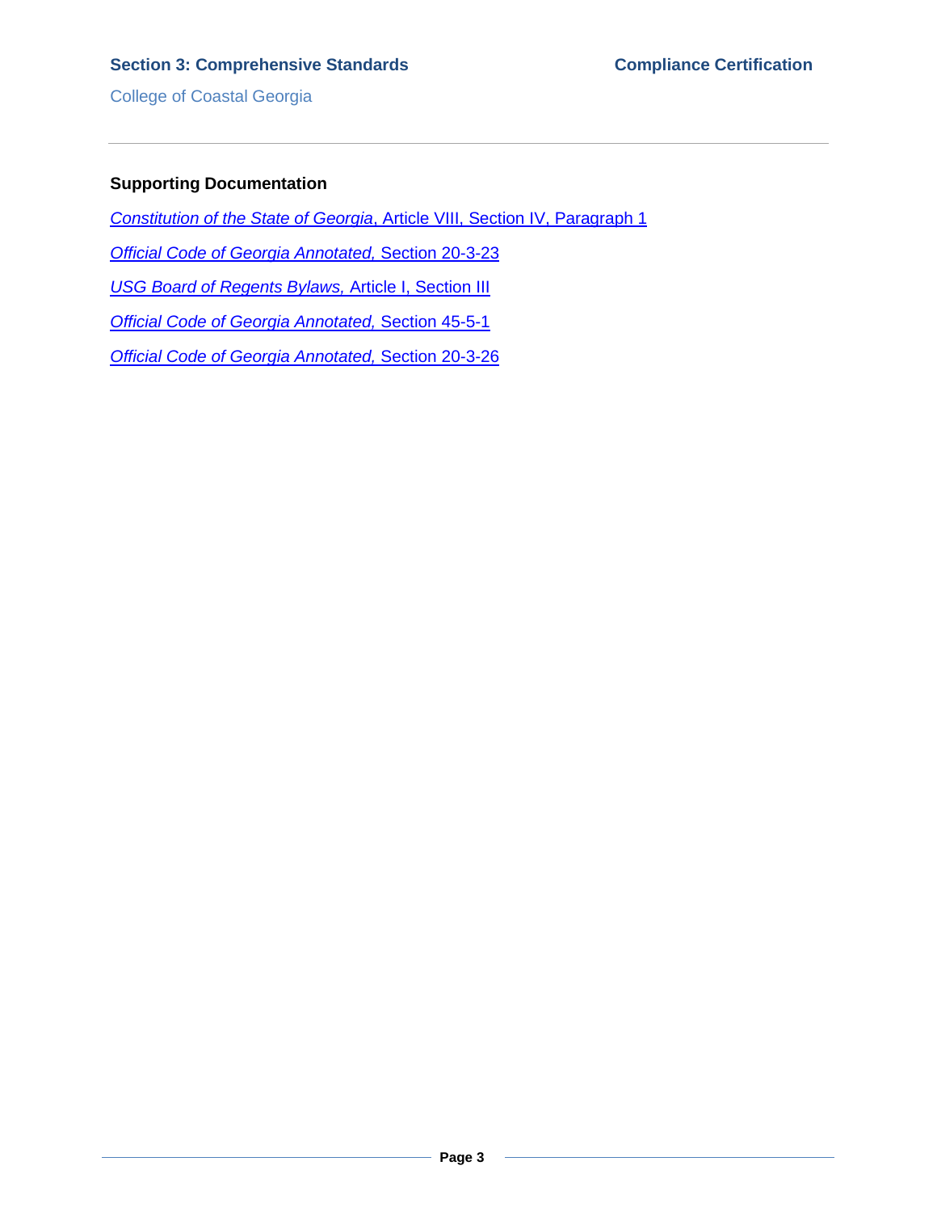### Supporting Documentation

*Constitution of the State of Georgia*, Article VIII, Section IV, Paragraph 1

*Official Code of Georgia Annotated,* Section 20-3-23

*USG Board of Regents Bylaws,* Article I, Section III

*Official Code of Georgia Annotated,* Section 45-5-1

*Official Code of Georgia Annotated,* Section 20-3-26